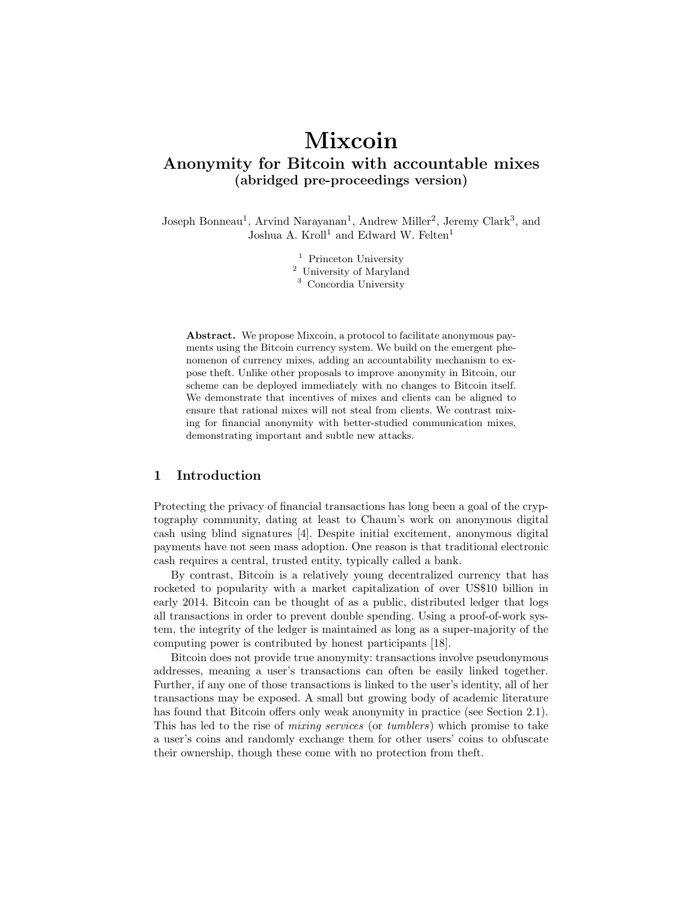# Mixcoin

## Anonymity for Bitcoin with accountable mixes
### (abridged pre-proceedings version)

Joseph Bonneau[1], Arvind Narayanan[1], Andrew Miller[2], Jeremy Clark[3], and Joshua A. Kroll[1] and Edward W. Felten[1]

[1] Princeton University
[2] University of Maryland
[3] Concordia University

**Abstract.** We propose Mixcoin, a protocol to facilitate anonymous payments using the Bitcoin currency system. We build on the emergent phenomenon of currency mixes, adding an accountability mechanism to expose theft. Unlike other proposals to improve anonymity in Bitcoin, our scheme can be deployed immediately with no changes to Bitcoin itself. We demonstrate that incentives of mixes and clients can be aligned to ensure that rational mixes will not steal from clients. We contrast mixing for financial anonymity with better-studied communication mixes, demonstrating important and subtle new attacks.

## 1 Introduction

Protecting the privacy of financial transactions has long been a goal of the cryptography community, dating at least to Chaum's work on anonymous digital cash using blind signatures [4]. Despite initial excitement, anonymous digital payments have not seen mass adoption. One reason is that traditional electronic cash requires a central, trusted entity, typically called a bank.

By contrast, Bitcoin is a relatively young decentralized currency that has rocketed to popularity with a market capitalization of over US$10 billion in early 2014. Bitcoin can be thought of as a public, distributed ledger that logs all transactions in order to prevent double spending. Using a proof-of-work system, the integrity of the ledger is maintained as long as a super-majority of the computing power is contributed by honest participants [18].

Bitcoin does not provide true anonymity: transactions involve pseudonymous addresses, meaning a user's transactions can often be easily linked together. Further, if any one of those transactions is linked to the user's identity, all of her transactions may be exposed. A small but growing body of academic literature has found that Bitcoin offers only weak anonymity in practice (see Section 2.1). This has led to the rise of *mixing services* (or *tumblers*) which promise to take a user's coins and randomly exchange them for other users' coins to obfuscate their ownership, though these come with no protection from theft.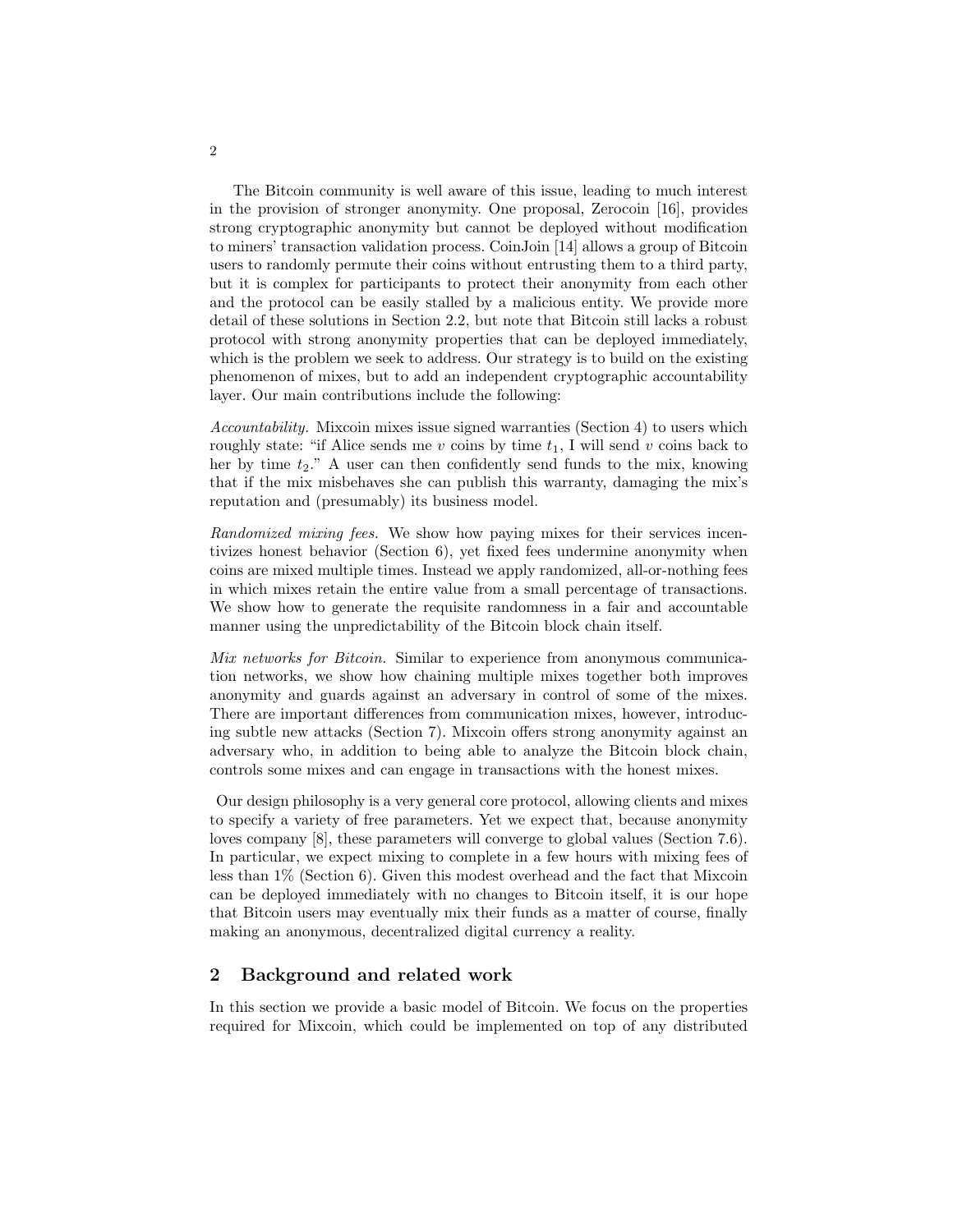The Bitcoin community is well aware of this issue, leading to much interest in the provision of stronger anonymity. One proposal, Zerocoin [16], provides strong cryptographic anonymity but cannot be deployed without modification to miners' transaction validation process. CoinJoin [14] allows a group of Bitcoin users to randomly permute their coins without entrusting them to a third party, but it is complex for participants to protect their anonymity from each other and the protocol can be easily stalled by a malicious entity. We provide more detail of these solutions in Section 2.2, but note that Bitcoin still lacks a robust protocol with strong anonymity properties that can be deployed immediately, which is the problem we seek to address. Our strategy is to build on the existing phenomenon of mixes, but to add an independent cryptographic accountability layer. Our main contributions include the following:

*Accountability.* Mixcoin mixes issue signed warranties (Section 4) to users which roughly state: "if Alice sends me $v$ coins by time $t_1$, I will send $v$ coins back to her by time $t_2$." A user can then confidently send funds to the mix, knowing that if the mix misbehaves she can publish this warranty, damaging the mix's reputation and (presumably) its business model.

*Randomized mixing fees.* We show how paying mixes for their services incentivizes honest behavior (Section 6), yet fixed fees undermine anonymity when coins are mixed multiple times. Instead we apply randomized, all-or-nothing fees in which mixes retain the entire value from a small percentage of transactions. We show how to generate the requisite randomness in a fair and accountable manner using the unpredictability of the Bitcoin block chain itself.

*Mix networks for Bitcoin.* Similar to experience from anonymous communication networks, we show how chaining multiple mixes together both improves anonymity and guards against an adversary in control of some of the mixes. There are important differences from communication mixes, however, introducing subtle new attacks (Section 7). Mixcoin offers strong anonymity against an adversary who, in addition to being able to analyze the Bitcoin block chain, controls some mixes and can engage in transactions with the honest mixes.

Our design philosophy is a very general core protocol, allowing clients and mixes to specify a variety of free parameters. Yet we expect that, because anonymity loves company [8], these parameters will converge to global values (Section 7.6). In particular, we expect mixing to complete in a few hours with mixing fees of less than 1% (Section 6). Given this modest overhead and the fact that Mixcoin can be deployed immediately with no changes to Bitcoin itself, it is our hope that Bitcoin users may eventually mix their funds as a matter of course, finally making an anonymous, decentralized digital currency a reality.

## 2 Background and related work

In this section we provide a basic model of Bitcoin. We focus on the properties required for Mixcoin, which could be implemented on top of any distributed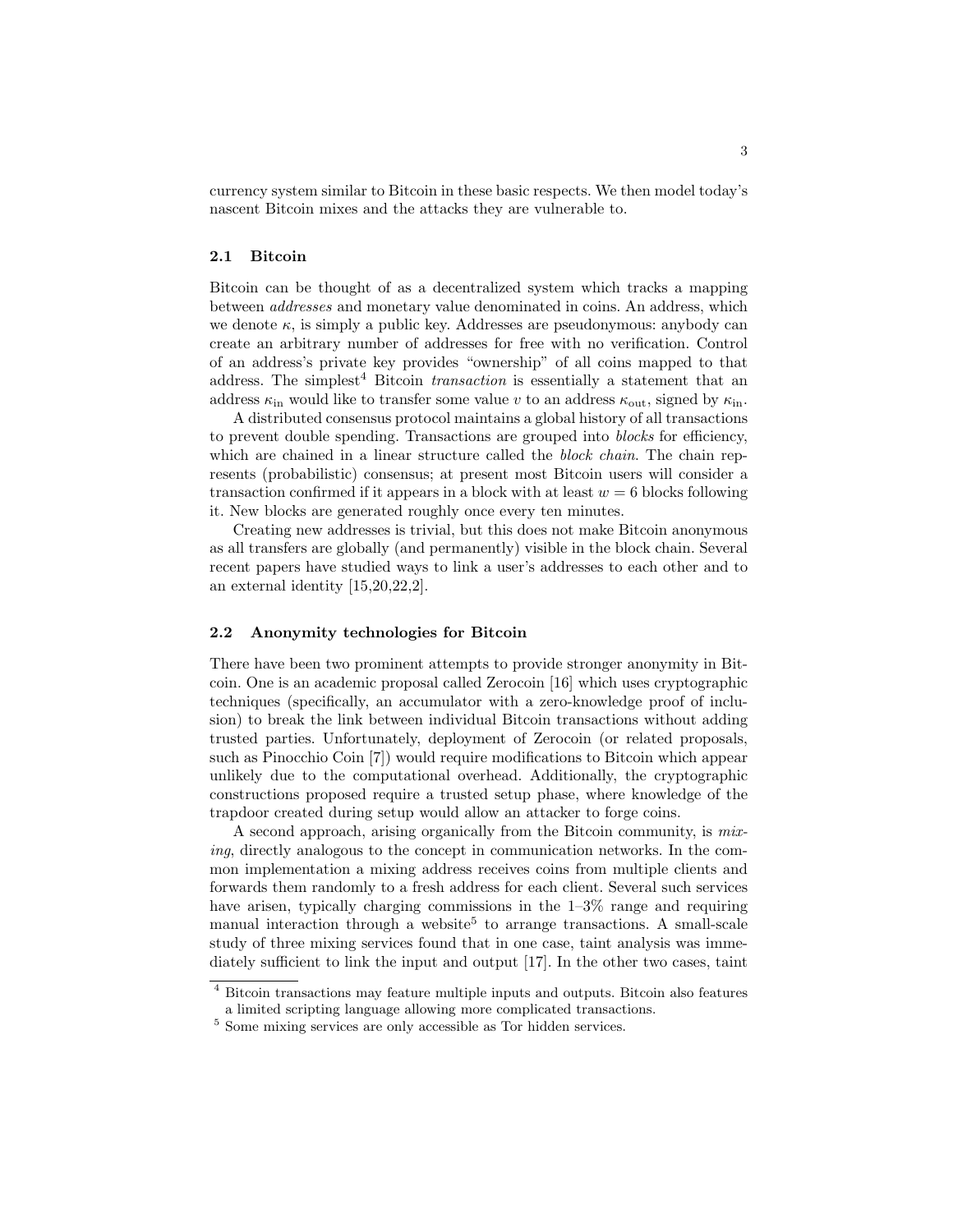currency system similar to Bitcoin in these basic respects. We then model today's nascent Bitcoin mixes and the attacks they are vulnerable to.

### 2.1 Bitcoin

Bitcoin can be thought of as a decentralized system which tracks a mapping between *addresses* and monetary value denominated in coins. An address, which we denote $\kappa$, is simply a public key. Addresses are pseudonymous: anybody can create an arbitrary number of addresses for free with no verification. Control of an address's private key provides "ownership" of all coins mapped to that address. The simplest[4] Bitcoin *transaction* is essentially a statement that an address $\kappa_{\text{in}}$ would like to transfer some value $v$ to an address $\kappa_{\text{out}}$, signed by $\kappa_{\text{in}}$.

A distributed consensus protocol maintains a global history of all transactions to prevent double spending. Transactions are grouped into *blocks* for efficiency, which are chained in a linear structure called the *block chain*. The chain represents (probabilistic) consensus; at present most Bitcoin users will consider a transaction confirmed if it appears in a block with at least $w = 6$ blocks following it. New blocks are generated roughly once every ten minutes.

Creating new addresses is trivial, but this does not make Bitcoin anonymous as all transfers are globally (and permanently) visible in the block chain. Several recent papers have studied ways to link a user's addresses to each other and to an external identity [15,20,22,2].

### 2.2 Anonymity technologies for Bitcoin

There have been two prominent attempts to provide stronger anonymity in Bitcoin. One is an academic proposal called Zerocoin [16] which uses cryptographic techniques (specifically, an accumulator with a zero-knowledge proof of inclusion) to break the link between individual Bitcoin transactions without adding trusted parties. Unfortunately, deployment of Zerocoin (or related proposals, such as Pinocchio Coin [7]) would require modifications to Bitcoin which appear unlikely due to the computational overhead. Additionally, the cryptographic constructions proposed require a trusted setup phase, where knowledge of the trapdoor created during setup would allow an attacker to forge coins.

A second approach, arising organically from the Bitcoin community, is *mixing*, directly analogous to the concept in communication networks. In the common implementation a mixing address receives coins from multiple clients and forwards them randomly to a fresh address for each client. Several such services have arisen, typically charging commissions in the 1–3% range and requiring manual interaction through a website[5] to arrange transactions. A small-scale study of three mixing services found that in one case, taint analysis was immediately sufficient to link the input and output [17]. In the other two cases, taint

[4] Bitcoin transactions may feature multiple inputs and outputs. Bitcoin also features a limited scripting language allowing more complicated transactions.

[5] Some mixing services are only accessible as Tor hidden services.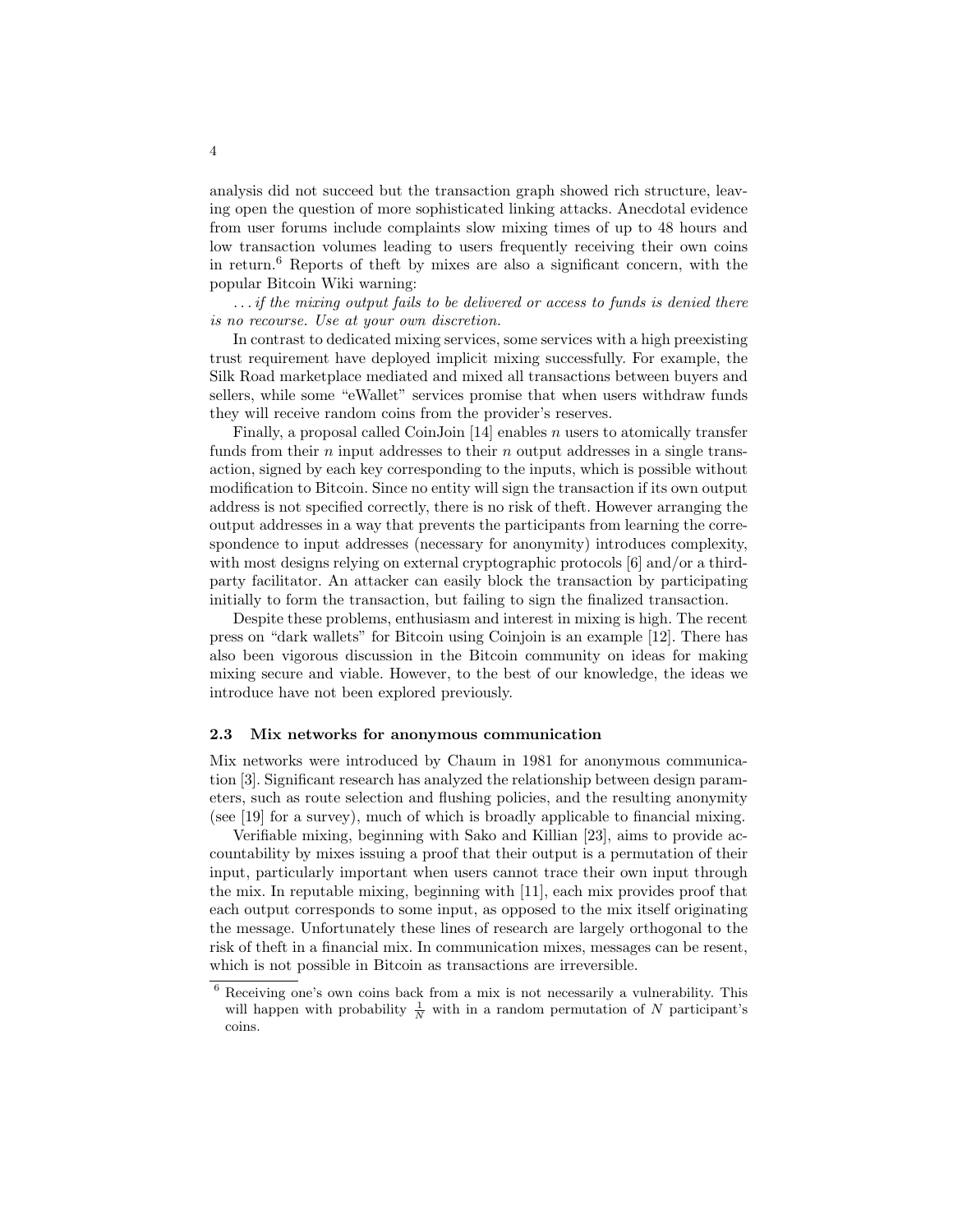analysis did not succeed but the transaction graph showed rich structure, leaving open the question of more sophisticated linking attacks. Anecdotal evidence from user forums include complaints slow mixing times of up to 48 hours and low transaction volumes leading to users frequently receiving their own coins in return.[6] Reports of theft by mixes are also a significant concern, with the popular Bitcoin Wiki warning:

*...if the mixing output fails to be delivered or access to funds is denied there is no recourse. Use at your own discretion.*

In contrast to dedicated mixing services, some services with a high preexisting trust requirement have deployed implicit mixing successfully. For example, the Silk Road marketplace mediated and mixed all transactions between buyers and sellers, while some "eWallet" services promise that when users withdraw funds they will receive random coins from the provider's reserves.

Finally, a proposal called CoinJoin [14] enables $n$ users to atomically transfer funds from their $n$ input addresses to their $n$ output addresses in a single transaction, signed by each key corresponding to the inputs, which is possible without modification to Bitcoin. Since no entity will sign the transaction if its own output address is not specified correctly, there is no risk of theft. However arranging the output addresses in a way that prevents the participants from learning the correspondence to input addresses (necessary for anonymity) introduces complexity, with most designs relying on external cryptographic protocols [6] and/or a third-party facilitator. An attacker can easily block the transaction by participating initially to form the transaction, but failing to sign the finalized transaction.

Despite these problems, enthusiasm and interest in mixing is high. The recent press on "dark wallets" for Bitcoin using Coinjoin is an example [12]. There has also been vigorous discussion in the Bitcoin community on ideas for making mixing secure and viable. However, to the best of our knowledge, the ideas we introduce have not been explored previously.

### 2.3 Mix networks for anonymous communication

Mix networks were introduced by Chaum in 1981 for anonymous communication [3]. Significant research has analyzed the relationship between design parameters, such as route selection and flushing policies, and the resulting anonymity (see [19] for a survey), much of which is broadly applicable to financial mixing.

Verifiable mixing, beginning with Sako and Killian [23], aims to provide accountability by mixes issuing a proof that their output is a permutation of their input, particularly important when users cannot trace their own input through the mix. In reputable mixing, beginning with [11], each mix provides proof that each output corresponds to some input, as opposed to the mix itself originating the message. Unfortunately these lines of research are largely orthogonal to the risk of theft in a financial mix. In communication mixes, messages can be resent, which is not possible in Bitcoin as transactions are irreversible.

[6] Receiving one's own coins back from a mix is not necessarily a vulnerability. This will happen with probability $\frac{1}{N}$ with in a random permutation of $N$ participant's coins.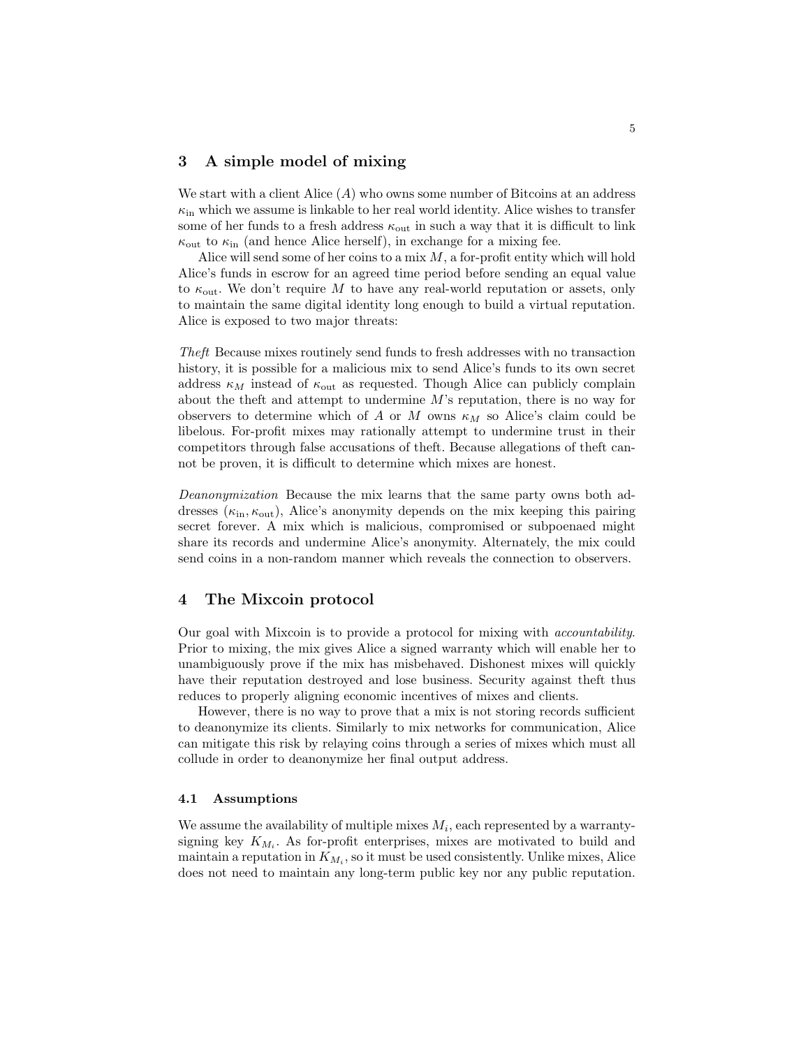## 3 A simple model of mixing

We start with a client Alice ($A$) who owns some number of Bitcoins at an address $\kappa_{\text{in}}$ which we assume is linkable to her real world identity. Alice wishes to transfer some of her funds to a fresh address $\kappa_{\text{out}}$ in such a way that it is difficult to link $\kappa_{\text{out}}$ to $\kappa_{\text{in}}$ (and hence Alice herself), in exchange for a mixing fee.

Alice will send some of her coins to a mix $M$, a for-profit entity which will hold Alice's funds in escrow for an agreed time period before sending an equal value to $\kappa_{\text{out}}$. We don't require $M$ to have any real-world reputation or assets, only to maintain the same digital identity long enough to build a virtual reputation. Alice is exposed to two major threats:

*Theft* Because mixes routinely send funds to fresh addresses with no transaction history, it is possible for a malicious mix to send Alice's funds to its own secret address $\kappa_M$ instead of $\kappa_{\text{out}}$ as requested. Though Alice can publicly complain about the theft and attempt to undermine $M$'s reputation, there is no way for observers to determine which of $A$ or $M$ owns $\kappa_M$ so Alice's claim could be libelous. For-profit mixes may rationally attempt to undermine trust in their competitors through false accusations of theft. Because allegations of theft cannot be proven, it is difficult to determine which mixes are honest.

*Deanonymization* Because the mix learns that the same party owns both addresses $(\kappa_{\text{in}}, \kappa_{\text{out}})$, Alice's anonymity depends on the mix keeping this pairing secret forever. A mix which is malicious, compromised or subpoenaed might share its records and undermine Alice's anonymity. Alternately, the mix could send coins in a non-random manner which reveals the connection to observers.

## 4 The Mixcoin protocol

Our goal with Mixcoin is to provide a protocol for mixing with *accountability*. Prior to mixing, the mix gives Alice a signed warranty which will enable her to unambiguously prove if the mix has misbehaved. Dishonest mixes will quickly have their reputation destroyed and lose business. Security against theft thus reduces to properly aligning economic incentives of mixes and clients.

However, there is no way to prove that a mix is not storing records sufficient to deanonymize its clients. Similarly to mix networks for communication, Alice can mitigate this risk by relaying coins through a series of mixes which must all collude in order to deanonymize her final output address.

### 4.1 Assumptions

We assume the availability of multiple mixes $M_i$, each represented by a warranty-signing key $K_{M_i}$. As for-profit enterprises, mixes are motivated to build and maintain a reputation in $K_{M_i}$, so it must be used consistently. Unlike mixes, Alice does not need to maintain any long-term public key nor any public reputation.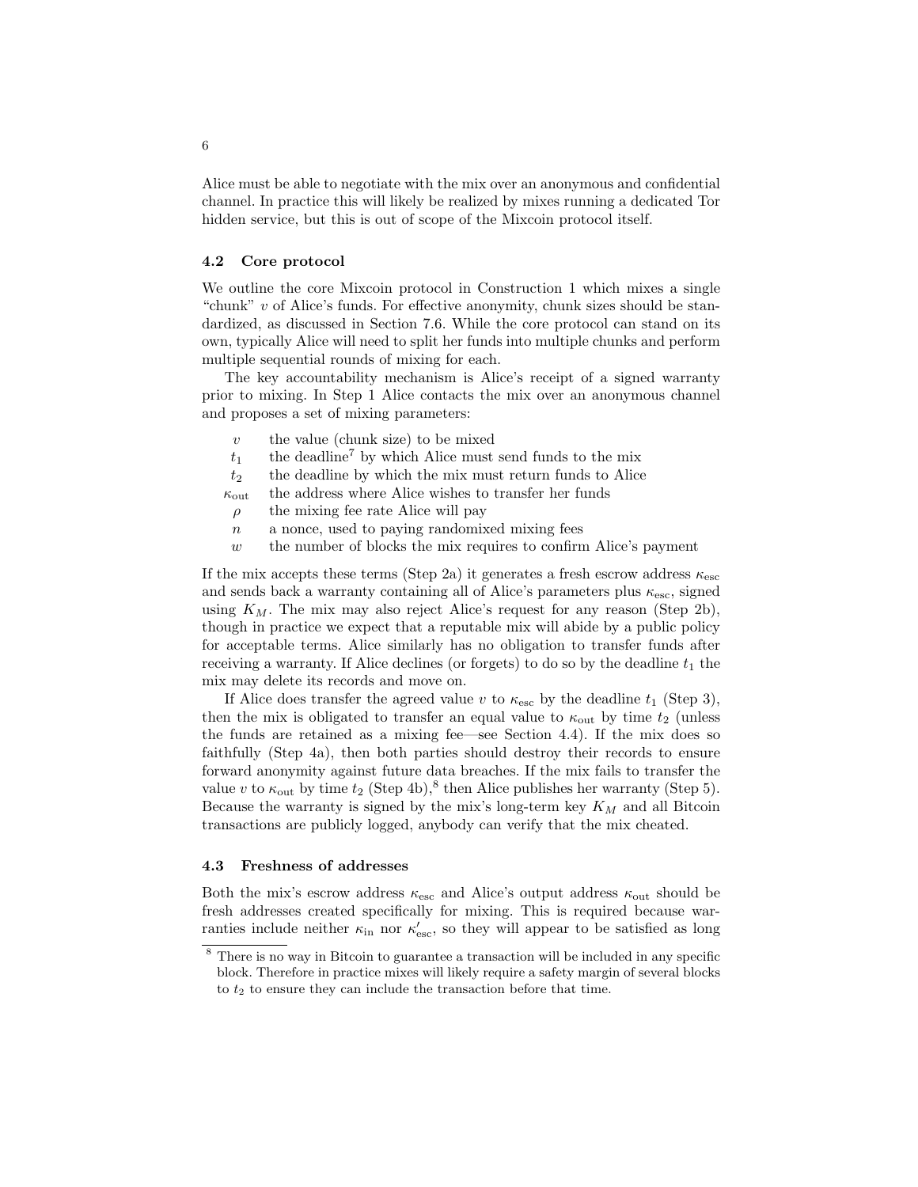Alice must be able to negotiate with the mix over an anonymous and confidential channel. In practice this will likely be realized by mixes running a dedicated Tor hidden service, but this is out of scope of the Mixcoin protocol itself.

### 4.2 Core protocol

We outline the core Mixcoin protocol in Construction 1 which mixes a single "chunk" $v$ of Alice's funds. For effective anonymity, chunk sizes should be standardized, as discussed in Section 7.6. While the core protocol can stand on its own, typically Alice will need to split her funds into multiple chunks and perform multiple sequential rounds of mixing for each.

The key accountability mechanism is Alice's receipt of a signed warranty prior to mixing. In Step 1 Alice contacts the mix over an anonymous channel and proposes a set of mixing parameters:

- $v$ — the value (chunk size) to be mixed
- $t_1$ — the deadline[7] by which Alice must send funds to the mix
- $t_2$ — the deadline by which the mix must return funds to Alice
- $\kappa_{\text{out}}$ — the address where Alice wishes to transfer her funds
- $\rho$ — the mixing fee rate Alice will pay
- $n$ — a nonce, used to paying randomixed mixing fees
- $w$ — the number of blocks the mix requires to confirm Alice's payment

If the mix accepts these terms (Step 2a) it generates a fresh escrow address $\kappa_{\text{esc}}$ and sends back a warranty containing all of Alice's parameters plus $\kappa_{\text{esc}}$, signed using $K_M$. The mix may also reject Alice's request for any reason (Step 2b), though in practice we expect that a reputable mix will abide by a public policy for acceptable terms. Alice similarly has no obligation to transfer funds after receiving a warranty. If Alice declines (or forgets) to do so by the deadline $t_1$ the mix may delete its records and move on.

If Alice does transfer the agreed value $v$ to $\kappa_{\text{esc}}$ by the deadline $t_1$ (Step 3), then the mix is obligated to transfer an equal value to $\kappa_{\text{out}}$ by time $t_2$ (unless the funds are retained as a mixing fee—see Section 4.4). If the mix does so faithfully (Step 4a), then both parties should destroy their records to ensure forward anonymity against future data breaches. If the mix fails to transfer the value $v$ to $\kappa_{\text{out}}$ by time $t_2$ (Step 4b),[8] then Alice publishes her warranty (Step 5). Because the warranty is signed by the mix's long-term key $K_M$ and all Bitcoin transactions are publicly logged, anybody can verify that the mix cheated.

### 4.3 Freshness of addresses

Both the mix's escrow address $\kappa_{\text{esc}}$ and Alice's output address $\kappa_{\text{out}}$ should be fresh addresses created specifically for mixing. This is required because warranties include neither $\kappa_{\text{in}}$ nor $\kappa'_{\text{esc}}$, so they will appear to be satisfied as long

[8] There is no way in Bitcoin to guarantee a transaction will be included in any specific block. Therefore in practice mixes will likely require a safety margin of several blocks to $t_2$ to ensure they can include the transaction before that time.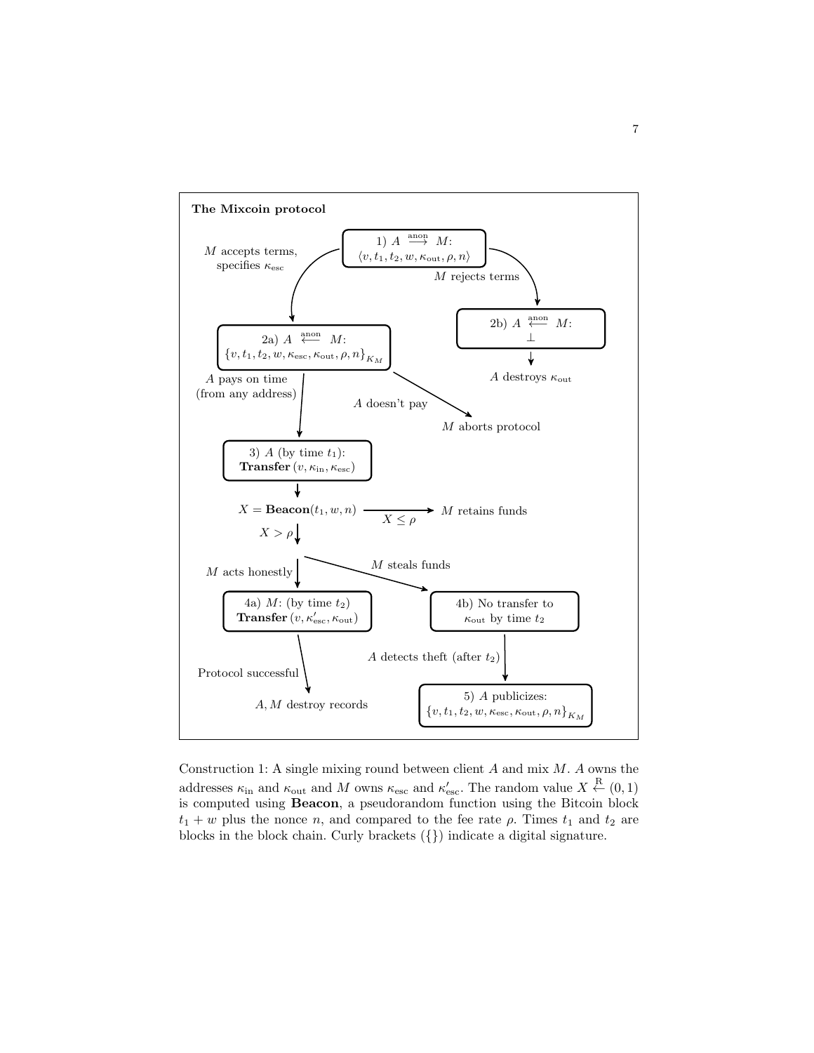**The Mixcoin protocol**

1) $A \xrightarrow{\text{anon}} M$: $\langle v, t_1, t_2, w, \kappa_{\text{out}}, \rho, n \rangle$

- $M$ accepts terms, specifies $\kappa_{\text{esc}}$ → 2a) $A \xleftarrow{\text{anon}} M$: $\{v, t_1, t_2, w, \kappa_{\text{esc}}, \kappa_{\text{out}}, \rho, n\}_{K_M}$
  - $A$ doesn't pay → $M$ aborts protocol
  - $A$ pays on time (from any address) → 3) $A$ (by time $t_1$): **Transfer** $(v, \kappa_{\text{in}}, \kappa_{\text{esc}})$
    - $X = \textbf{Beacon}(t_1, w, n)$
      - $X \leq \rho$ → $M$ retains funds
      - $X > \rho$:
        - $M$ acts honestly → 4a) $M$: (by time $t_2$) **Transfer** $(v, \kappa'_{\text{esc}}, \kappa_{\text{out}})$
          - Protocol successful → $A, M$ destroy records
        - $M$ steals funds → 4b) No transfer to $\kappa_{\text{out}}$ by time $t_2$
          - $A$ detects theft (after $t_2$) → 5) $A$ publicizes: $\{v, t_1, t_2, w, \kappa_{\text{esc}}, \kappa_{\text{out}}, \rho, n\}_{K_M}$
- $M$ rejects terms → 2b) $A \xleftarrow{\text{anon}} M$: $\perp$
  - $A$ destroys $\kappa_{\text{out}}$

Construction 1: A single mixing round between client $A$ and mix $M$. $A$ owns the addresses $\kappa_{\text{in}}$ and $\kappa_{\text{out}}$ and $M$ owns $\kappa_{\text{esc}}$ and $\kappa'_{\text{esc}}$. The random value $X \xleftarrow{\text{R}} (0,1)$ is computed using **Beacon**, a pseudorandom function using the Bitcoin block $t_1 + w$ plus the nonce $n$, and compared to the fee rate $\rho$. Times $t_1$ and $t_2$ are blocks in the block chain. Curly brackets ($\{\}$) indicate a digital signature.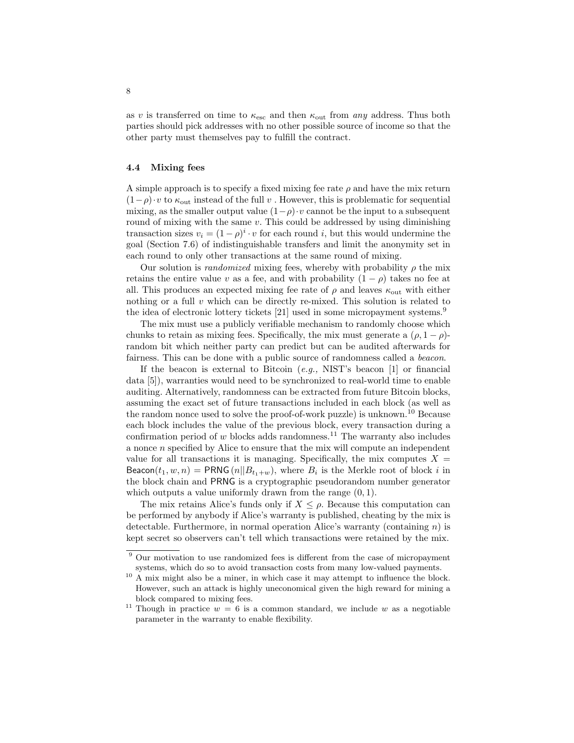as $v$ is transferred on time to $\kappa_{\text{esc}}$ and then $\kappa_{\text{out}}$ from *any* address. Thus both parties should pick addresses with no other possible source of income so that the other party must themselves pay to fulfill the contract.

### 4.4 Mixing fees

A simple approach is to specify a fixed mixing fee rate $\rho$ and have the mix return $(1-\rho)\cdot v$ to $\kappa_{\text{out}}$ instead of the full $v$ . However, this is problematic for sequential mixing, as the smaller output value $(1-\rho)\cdot v$ cannot be the input to a subsequent round of mixing with the same $v$. This could be addressed by using diminishing transaction sizes $v_i = (1-\rho)^i \cdot v$ for each round $i$, but this would undermine the goal (Section 7.6) of indistinguishable transfers and limit the anonymity set in each round to only other transactions at the same round of mixing.

Our solution is *randomized* mixing fees, whereby with probability $\rho$ the mix retains the entire value $v$ as a fee, and with probability $(1-\rho)$ takes no fee at all. This produces an expected mixing fee rate of $\rho$ and leaves $\kappa_{\text{out}}$ with either nothing or a full $v$ which can be directly re-mixed. This solution is related to the idea of electronic lottery tickets [21] used in some micropayment systems.[9]

The mix must use a publicly verifiable mechanism to randomly choose which chunks to retain as mixing fees. Specifically, the mix must generate a $(\rho, 1-\rho)$-random bit which neither party can predict but can be audited afterwards for fairness. This can be done with a public source of randomness called a *beacon*.

If the beacon is external to Bitcoin (*e.g.,* NIST's beacon [1] or financial data [5]), warranties would need to be synchronized to real-world time to enable auditing. Alternatively, randomness can be extracted from future Bitcoin blocks, assuming the exact set of future transactions included in each block (as well as the random nonce used to solve the proof-of-work puzzle) is unknown.[10] Because each block includes the value of the previous block, every transaction during a confirmation period of $w$ blocks adds randomness.[11] The warranty also includes a nonce $n$ specified by Alice to ensure that the mix will compute an independent value for all transactions it is managing. Specifically, the mix computes $X = \mathsf{Beacon}(t_1, w, n) = \mathsf{PRNG}\left(n || B_{t_1+w}\right)$, where $B_i$ is the Merkle root of block $i$ in the block chain and $\mathsf{PRNG}$ is a cryptographic pseudorandom number generator which outputs a value uniformly drawn from the range $(0, 1)$.

The mix retains Alice's funds only if $X \leq \rho$. Because this computation can be performed by anybody if Alice's warranty is published, cheating by the mix is detectable. Furthermore, in normal operation Alice's warranty (containing $n$) is kept secret so observers can't tell which transactions were retained by the mix.

---

[9] Our motivation to use randomized fees is different from the case of micropayment systems, which do so to avoid transaction costs from many low-valued payments.

[10] A mix might also be a miner, in which case it may attempt to influence the block. However, such an attack is highly uneconomical given the high reward for mining a block compared to mixing fees.

[11] Though in practice $w = 6$ is a common standard, we include $w$ as a negotiable parameter in the warranty to enable flexibility.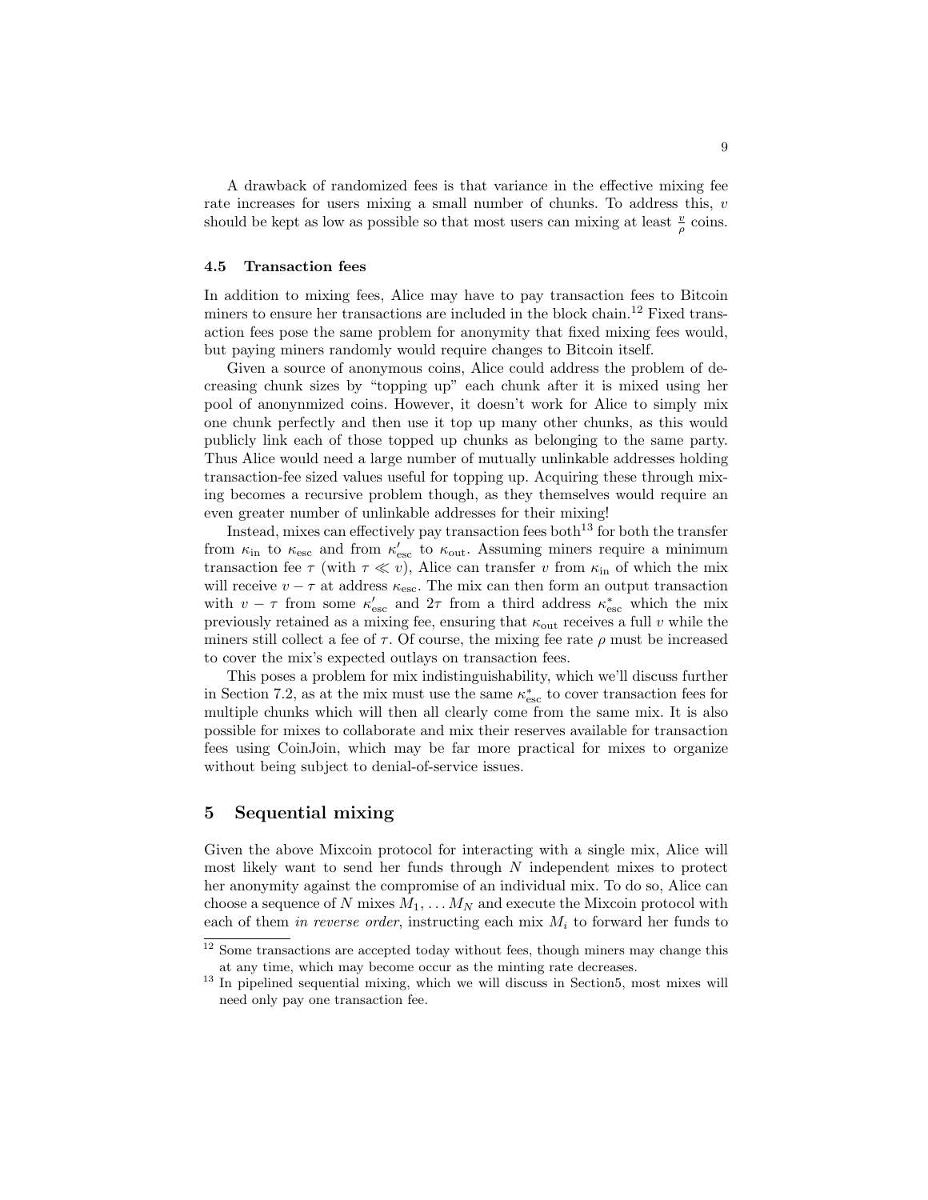A drawback of randomized fees is that variance in the effective mixing fee rate increases for users mixing a small number of chunks. To address this, $v$ should be kept as low as possible so that most users can mixing at least $\frac{v}{\rho}$ coins.

### 4.5 Transaction fees

In addition to mixing fees, Alice may have to pay transaction fees to Bitcoin miners to ensure her transactions are included in the block chain.[12] Fixed transaction fees pose the same problem for anonymity that fixed mixing fees would, but paying miners randomly would require changes to Bitcoin itself.

Given a source of anonymous coins, Alice could address the problem of decreasing chunk sizes by "topping up" each chunk after it is mixed using her pool of anonynmized coins. However, it doesn't work for Alice to simply mix one chunk perfectly and then use it top up many other chunks, as this would publicly link each of those topped up chunks as belonging to the same party. Thus Alice would need a large number of mutually unlinkable addresses holding transaction-fee sized values useful for topping up. Acquiring these through mixing becomes a recursive problem though, as they themselves would require an even greater number of unlinkable addresses for their mixing!

Instead, mixes can effectively pay transaction fees both[13] for both the transfer from $\kappa_{\text{in}}$ to $\kappa_{\text{esc}}$ and from $\kappa'_{\text{esc}}$ to $\kappa_{\text{out}}$. Assuming miners require a minimum transaction fee $\tau$ (with $\tau \ll v$), Alice can transfer $v$ from $\kappa_{\text{in}}$ of which the mix will receive $v - \tau$ at address $\kappa_{\text{esc}}$. The mix can then form an output transaction with $v - \tau$ from some $\kappa'_{\text{esc}}$ and $2\tau$ from a third address $\kappa^*_{\text{esc}}$ which the mix previously retained as a mixing fee, ensuring that $\kappa_{\text{out}}$ receives a full $v$ while the miners still collect a fee of $\tau$. Of course, the mixing fee rate $\rho$ must be increased to cover the mix's expected outlays on transaction fees.

This poses a problem for mix indistinguishability, which we'll discuss further in Section 7.2, as at the mix must use the same $\kappa^*_{\text{esc}}$ to cover transaction fees for multiple chunks which will then all clearly come from the same mix. It is also possible for mixes to collaborate and mix their reserves available for transaction fees using CoinJoin, which may be far more practical for mixes to organize without being subject to denial-of-service issues.

## 5 Sequential mixing

Given the above Mixcoin protocol for interacting with a single mix, Alice will most likely want to send her funds through $N$ independent mixes to protect her anonymity against the compromise of an individual mix. To do so, Alice can choose a sequence of $N$ mixes $M_1, \ldots M_N$ and execute the Mixcoin protocol with each of them *in reverse order*, instructing each mix $M_i$ to forward her funds to

[12] Some transactions are accepted today without fees, though miners may change this at any time, which may become occur as the minting rate decreases.

[13] In pipelined sequential mixing, which we will discuss in Section5, most mixes will need only pay one transaction fee.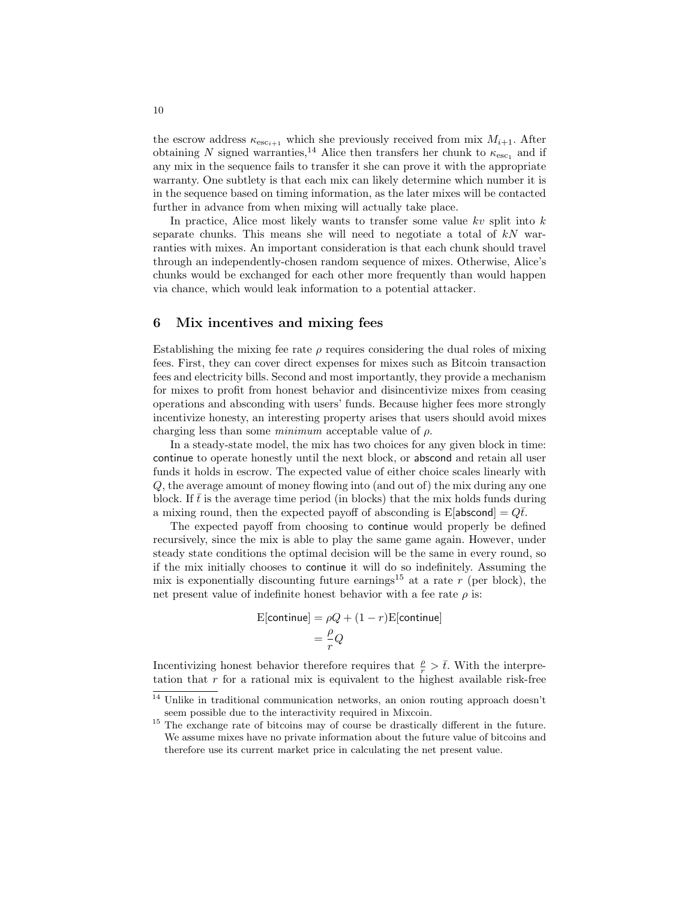the escrow address $\kappa_{\text{esc}_{i+1}}$ which she previously received from mix $M_{i+1}$. After obtaining $N$ signed warranties,[14] Alice then transfers her chunk to $\kappa_{\text{esc}_1}$ and if any mix in the sequence fails to transfer it she can prove it with the appropriate warranty. One subtlety is that each mix can likely determine which number it is in the sequence based on timing information, as the later mixes will be contacted further in advance from when mixing will actually take place.

In practice, Alice most likely wants to transfer some value $kv$ split into $k$ separate chunks. This means she will need to negotiate a total of $kN$ warranties with mixes. An important consideration is that each chunk should travel through an independently-chosen random sequence of mixes. Otherwise, Alice's chunks would be exchanged for each other more frequently than would happen via chance, which would leak information to a potential attacker.

## 6 Mix incentives and mixing fees

Establishing the mixing fee rate $\rho$ requires considering the dual roles of mixing fees. First, they can cover direct expenses for mixes such as Bitcoin transaction fees and electricity bills. Second and most importantly, they provide a mechanism for mixes to profit from honest behavior and disincentivize mixes from ceasing operations and absconding with users' funds. Because higher fees more strongly incentivize honesty, an interesting property arises that users should avoid mixes charging less than some *minimum* acceptable value of $\rho$.

In a steady-state model, the mix has two choices for any given block in time: continue to operate honestly until the next block, or abscond and retain all user funds it holds in escrow. The expected value of either choice scales linearly with $Q$, the average amount of money flowing into (and out of) the mix during any one block. If $\bar{t}$ is the average time period (in blocks) that the mix holds funds during a mixing round, then the expected payoff of absconding is $\mathrm{E}[\mathsf{abscond}] = Q\bar{t}$.

The expected payoff from choosing to continue would properly be defined recursively, since the mix is able to play the same game again. However, under steady state conditions the optimal decision will be the same in every round, so if the mix initially chooses to continue it will do so indefinitely. Assuming the mix is exponentially discounting future earnings[15] at a rate $r$ (per block), the net present value of indefinite honest behavior with a fee rate $\rho$ is:

$$
\begin{aligned}
\mathrm{E}[\mathsf{continue}] &= \rho Q + (1 - r)\mathrm{E}[\mathsf{continue}] \\
&= \frac{\rho}{r} Q
\end{aligned}
$$

Incentivizing honest behavior therefore requires that $\frac{\rho}{r} > \bar{t}$. With the interpretation that $r$ for a rational mix is equivalent to the highest available risk-free

[14] Unlike in traditional communication networks, an onion routing approach doesn't seem possible due to the interactivity required in Mixcoin.

[15] The exchange rate of bitcoins may of course be drastically different in the future. We assume mixes have no private information about the future value of bitcoins and therefore use its current market price in calculating the net present value.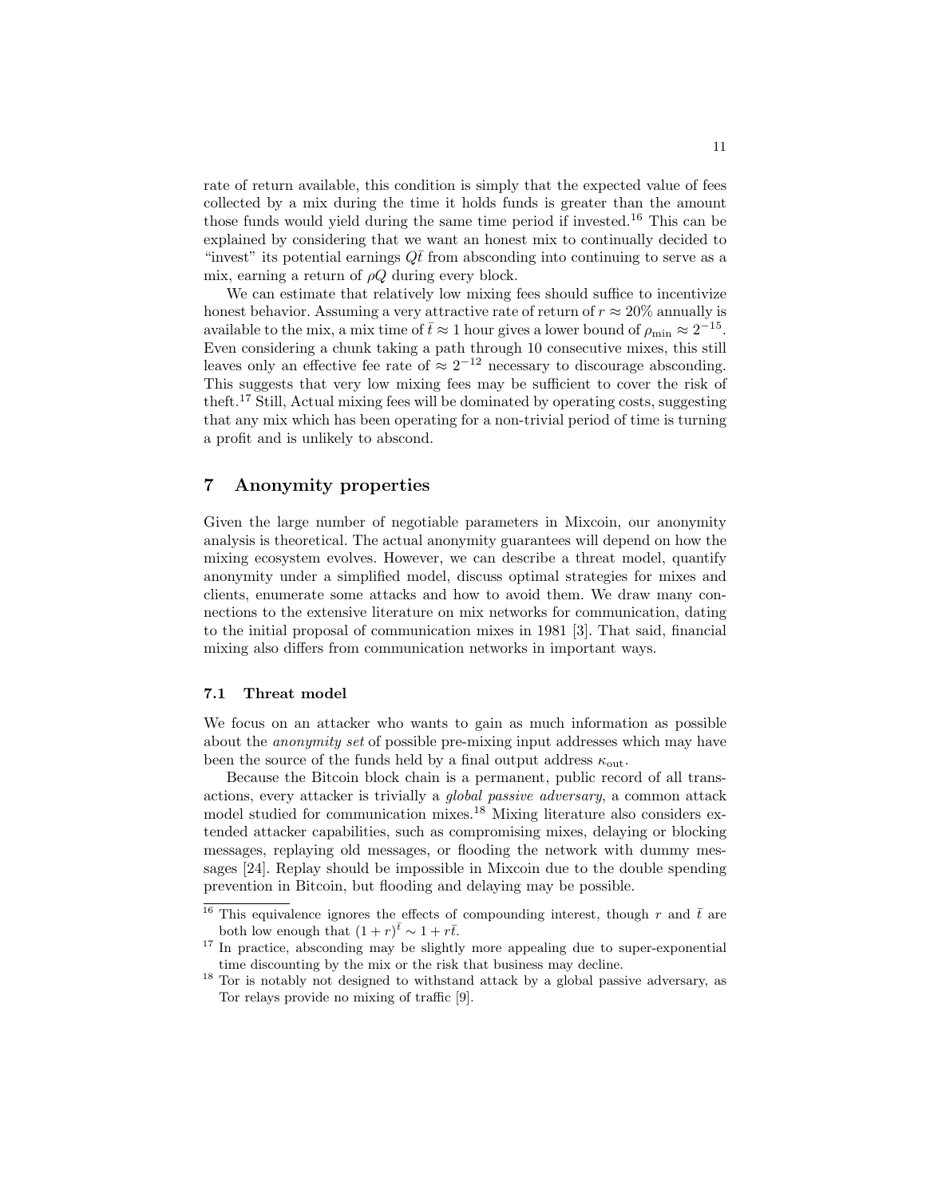rate of return available, this condition is simply that the expected value of fees collected by a mix during the time it holds funds is greater than the amount those funds would yield during the same time period if invested.[16] This can be explained by considering that we want an honest mix to continually decided to "invest" its potential earnings $Q\bar{t}$ from absconding into continuing to serve as a mix, earning a return of $\rho Q$ during every block.

We can estimate that relatively low mixing fees should suffice to incentivize honest behavior. Assuming a very attractive rate of return of $r \approx 20\%$ annually is available to the mix, a mix time of $\bar{t} \approx 1$ hour gives a lower bound of $\rho_{\min} \approx 2^{-15}$. Even considering a chunk taking a path through 10 consecutive mixes, this still leaves only an effective fee rate of $\approx 2^{-12}$ necessary to discourage absconding. This suggests that very low mixing fees may be sufficient to cover the risk of theft.[17] Still, Actual mixing fees will be dominated by operating costs, suggesting that any mix which has been operating for a non-trivial period of time is turning a profit and is unlikely to abscond.

## 7 Anonymity properties

Given the large number of negotiable parameters in Mixcoin, our anonymity analysis is theoretical. The actual anonymity guarantees will depend on how the mixing ecosystem evolves. However, we can describe a threat model, quantify anonymity under a simplified model, discuss optimal strategies for mixes and clients, enumerate some attacks and how to avoid them. We draw many connections to the extensive literature on mix networks for communication, dating to the initial proposal of communication mixes in 1981 [3]. That said, financial mixing also differs from communication networks in important ways.

### 7.1 Threat model

We focus on an attacker who wants to gain as much information as possible about the *anonymity set* of possible pre-mixing input addresses which may have been the source of the funds held by a final output address $\kappa_{\text{out}}$.

Because the Bitcoin block chain is a permanent, public record of all transactions, every attacker is trivially a *global passive adversary*, a common attack model studied for communication mixes.[18] Mixing literature also considers extended attacker capabilities, such as compromising mixes, delaying or blocking messages, replaying old messages, or flooding the network with dummy messages [24]. Replay should be impossible in Mixcoin due to the double spending prevention in Bitcoin, but flooding and delaying may be possible.

---

[16] This equivalence ignores the effects of compounding interest, though $r$ and $\bar{t}$ are both low enough that $(1+r)^{\bar{t}} \sim 1 + r\bar{t}$.

[17] In practice, absconding may be slightly more appealing due to super-exponential time discounting by the mix or the risk that business may decline.

[18] Tor is notably not designed to withstand attack by a global passive adversary, as Tor relays provide no mixing of traffic [9].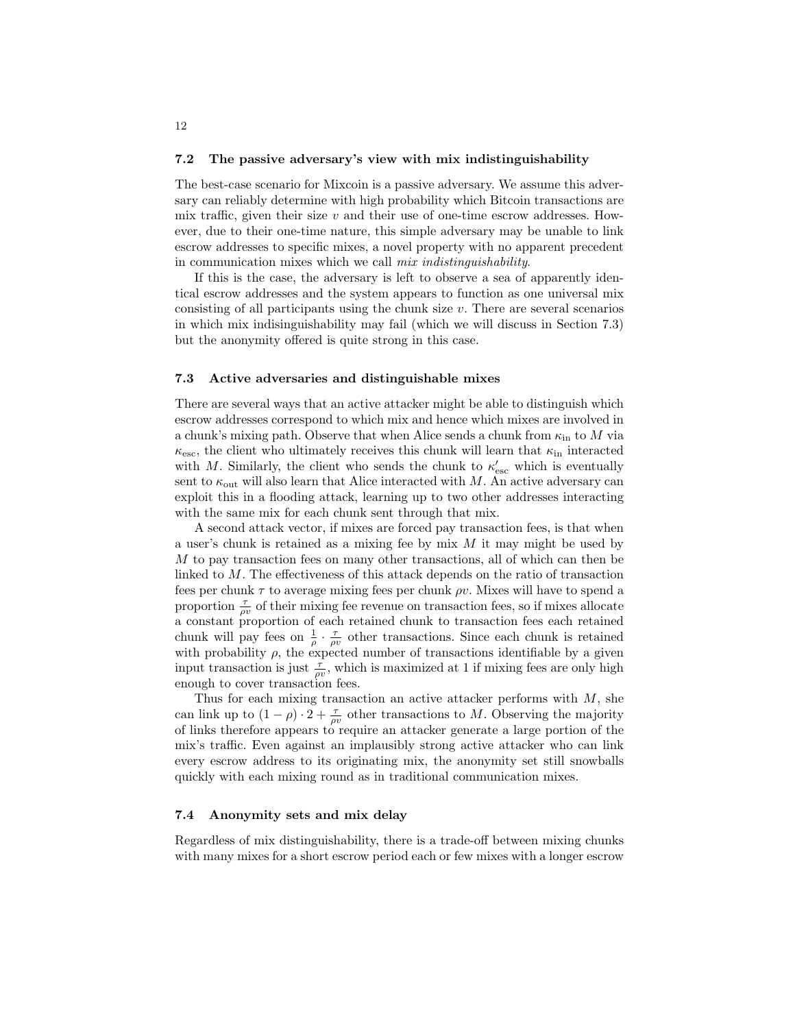### 7.2 The passive adversary's view with mix indistinguishability

The best-case scenario for Mixcoin is a passive adversary. We assume this adversary can reliably determine with high probability which Bitcoin transactions are mix traffic, given their size $v$ and their use of one-time escrow addresses. However, due to their one-time nature, this simple adversary may be unable to link escrow addresses to specific mixes, a novel property with no apparent precedent in communication mixes which we call *mix indistinguishability*.

If this is the case, the adversary is left to observe a sea of apparently identical escrow addresses and the system appears to function as one universal mix consisting of all participants using the chunk size $v$. There are several scenarios in which mix indisinguishability may fail (which we will discuss in Section 7.3) but the anonymity offered is quite strong in this case.

### 7.3 Active adversaries and distinguishable mixes

There are several ways that an active attacker might be able to distinguish which escrow addresses correspond to which mix and hence which mixes are involved in a chunk's mixing path. Observe that when Alice sends a chunk from $\kappa_{\text{in}}$ to $M$ via $\kappa_{\text{esc}}$, the client who ultimately receives this chunk will learn that $\kappa_{\text{in}}$ interacted with $M$. Similarly, the client who sends the chunk to $\kappa'_{\text{esc}}$ which is eventually sent to $\kappa_{\text{out}}$ will also learn that Alice interacted with $M$. An active adversary can exploit this in a flooding attack, learning up to two other addresses interacting with the same mix for each chunk sent through that mix.

A second attack vector, if mixes are forced pay transaction fees, is that when a user's chunk is retained as a mixing fee by mix $M$ it may might be used by $M$ to pay transaction fees on many other transactions, all of which can then be linked to $M$. The effectiveness of this attack depends on the ratio of transaction fees per chunk $\tau$ to average mixing fees per chunk $\rho v$. Mixes will have to spend a proportion $\frac{\tau}{\rho v}$ of their mixing fee revenue on transaction fees, so if mixes allocate a constant proportion of each retained chunk to transaction fees each retained chunk will pay fees on $\frac{1}{\rho} \cdot \frac{\tau}{\rho v}$ other transactions. Since each chunk is retained with probability $\rho$, the expected number of transactions identifiable by a given input transaction is just $\frac{\tau}{\rho v}$, which is maximized at 1 if mixing fees are only high enough to cover transaction fees.

Thus for each mixing transaction an active attacker performs with $M$, she can link up to $(1 - \rho) \cdot 2 + \frac{\tau}{\rho v}$ other transactions to $M$. Observing the majority of links therefore appears to require an attacker generate a large portion of the mix's traffic. Even against an implausibly strong active attacker who can link every escrow address to its originating mix, the anonymity set still snowballs quickly with each mixing round as in traditional communication mixes.

### 7.4 Anonymity sets and mix delay

Regardless of mix distinguishability, there is a trade-off between mixing chunks with many mixes for a short escrow period each or few mixes with a longer escrow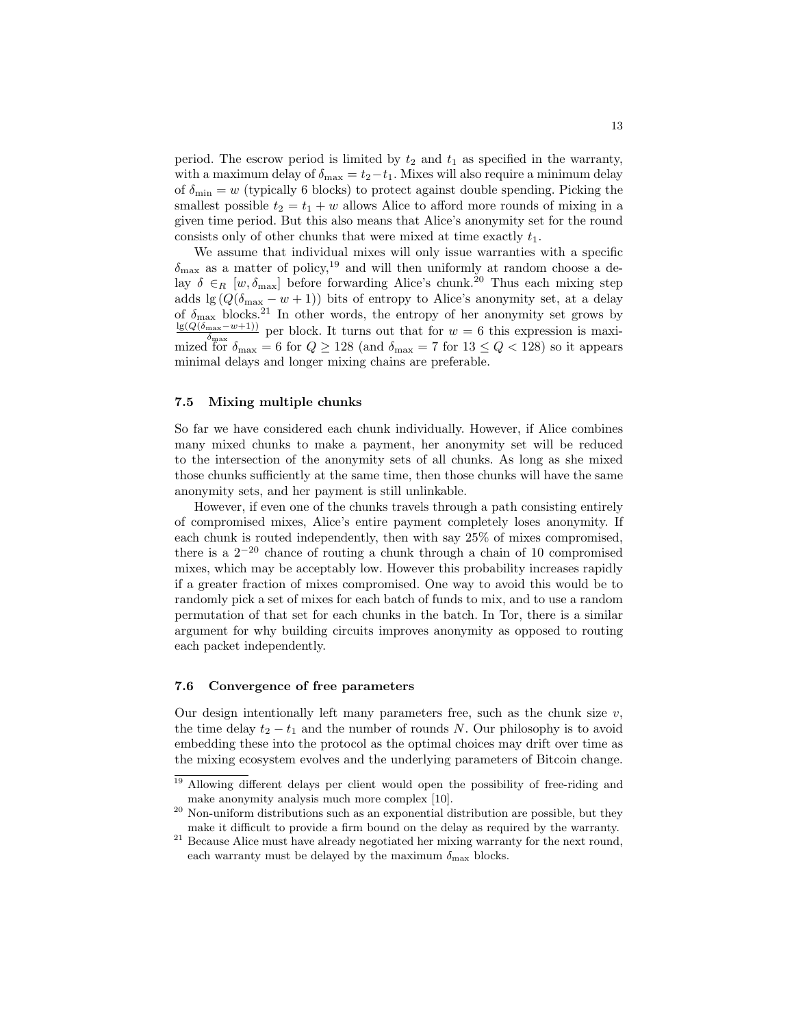period. The escrow period is limited by $t_2$ and $t_1$ as specified in the warranty, with a maximum delay of $\delta_{\max} = t_2 - t_1$. Mixes will also require a minimum delay of $\delta_{\min} = w$ (typically 6 blocks) to protect against double spending. Picking the smallest possible $t_2 = t_1 + w$ allows Alice to afford more rounds of mixing in a given time period. But this also means that Alice's anonymity set for the round consists only of other chunks that were mixed at time exactly $t_1$.

We assume that individual mixes will only issue warranties with a specific $\delta_{\max}$ as a matter of policy,[19] and will then uniformly at random choose a delay $\delta \in_R [w, \delta_{\max}]$ before forwarding Alice's chunk.[20] Thus each mixing step adds $\lg (Q(\delta_{\max} - w + 1))$ bits of entropy to Alice's anonymity set, at a delay of $\delta_{\max}$ blocks.[21] In other words, the entropy of her anonymity set grows by $\frac{\lg(Q(\delta_{\max} - w+1))}{\delta_{\max}}$ per block. It turns out that for $w = 6$ this expression is maximized for $\delta_{\max} = 6$ for $Q \geq 128$ (and $\delta_{\max} = 7$ for $13 \leq Q < 128$) so it appears minimal delays and longer mixing chains are preferable.

### 7.5 Mixing multiple chunks

So far we have considered each chunk individually. However, if Alice combines many mixed chunks to make a payment, her anonymity set will be reduced to the intersection of the anonymity sets of all chunks. As long as she mixed those chunks sufficiently at the same time, then those chunks will have the same anonymity sets, and her payment is still unlinkable.

However, if even one of the chunks travels through a path consisting entirely of compromised mixes, Alice's entire payment completely loses anonymity. If each chunk is routed independently, then with say 25% of mixes compromised, there is a $2^{-20}$ chance of routing a chunk through a chain of 10 compromised mixes, which may be acceptably low. However this probability increases rapidly if a greater fraction of mixes compromised. One way to avoid this would be to randomly pick a set of mixes for each batch of funds to mix, and to use a random permutation of that set for each chunks in the batch. In Tor, there is a similar argument for why building circuits improves anonymity as opposed to routing each packet independently.

### 7.6 Convergence of free parameters

Our design intentionally left many parameters free, such as the chunk size $v$, the time delay $t_2 - t_1$ and the number of rounds $N$. Our philosophy is to avoid embedding these into the protocol as the optimal choices may drift over time as the mixing ecosystem evolves and the underlying parameters of Bitcoin change.

[19] Allowing different delays per client would open the possibility of free-riding and make anonymity analysis much more complex [10].

[20] Non-uniform distributions such as an exponential distribution are possible, but they make it difficult to provide a firm bound on the delay as required by the warranty.

[21] Because Alice must have already negotiated her mixing warranty for the next round, each warranty must be delayed by the maximum $\delta_{\max}$ blocks.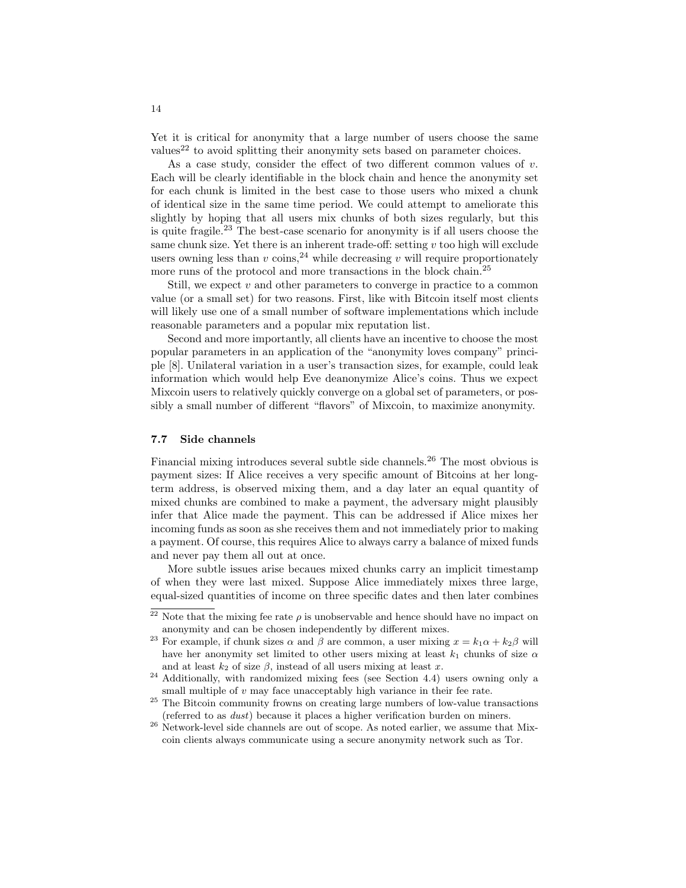Yet it is critical for anonymity that a large number of users choose the same values[22] to avoid splitting their anonymity sets based on parameter choices.

As a case study, consider the effect of two different common values of $v$. Each will be clearly identifiable in the block chain and hence the anonymity set for each chunk is limited in the best case to those users who mixed a chunk of identical size in the same time period. We could attempt to ameliorate this slightly by hoping that all users mix chunks of both sizes regularly, but this is quite fragile.[23] The best-case scenario for anonymity is if all users choose the same chunk size. Yet there is an inherent trade-off: setting $v$ too high will exclude users owning less than $v$ coins,[24] while decreasing $v$ will require proportionately more runs of the protocol and more transactions in the block chain.[25]

Still, we expect $v$ and other parameters to converge in practice to a common value (or a small set) for two reasons. First, like with Bitcoin itself most clients will likely use one of a small number of software implementations which include reasonable parameters and a popular mix reputation list.

Second and more importantly, all clients have an incentive to choose the most popular parameters in an application of the "anonymity loves company" principle [8]. Unilateral variation in a user's transaction sizes, for example, could leak information which would help Eve deanonymize Alice's coins. Thus we expect Mixcoin users to relatively quickly converge on a global set of parameters, or possibly a small number of different "flavors" of Mixcoin, to maximize anonymity.

### 7.7 Side channels

Financial mixing introduces several subtle side channels.[26] The most obvious is payment sizes: If Alice receives a very specific amount of Bitcoins at her long-term address, is observed mixing them, and a day later an equal quantity of mixed chunks are combined to make a payment, the adversary might plausibly infer that Alice made the payment. This can be addressed if Alice mixes her incoming funds as soon as she receives them and not immediately prior to making a payment. Of course, this requires Alice to always carry a balance of mixed funds and never pay them all out at once.

More subtle issues arise becaues mixed chunks carry an implicit timestamp of when they were last mixed. Suppose Alice immediately mixes three large, equal-sized quantities of income on three specific dates and then later combines

---

[22] Note that the mixing fee rate $\rho$ is unobservable and hence should have no impact on anonymity and can be chosen independently by different mixes.

[23] For example, if chunk sizes $\alpha$ and $\beta$ are common, a user mixing $x = k_1\alpha + k_2\beta$ will have her anonymity set limited to other users mixing at least $k_1$ chunks of size $\alpha$ and at least $k_2$ of size $\beta$, instead of all users mixing at least $x$.

[24] Additionally, with randomized mixing fees (see Section 4.4) users owning only a small multiple of $v$ may face unacceptably high variance in their fee rate.

[25] The Bitcoin community frowns on creating large numbers of low-value transactions (referred to as *dust*) because it places a higher verification burden on miners.

[26] Network-level side channels are out of scope. As noted earlier, we assume that Mixcoin clients always communicate using a secure anonymity network such as Tor.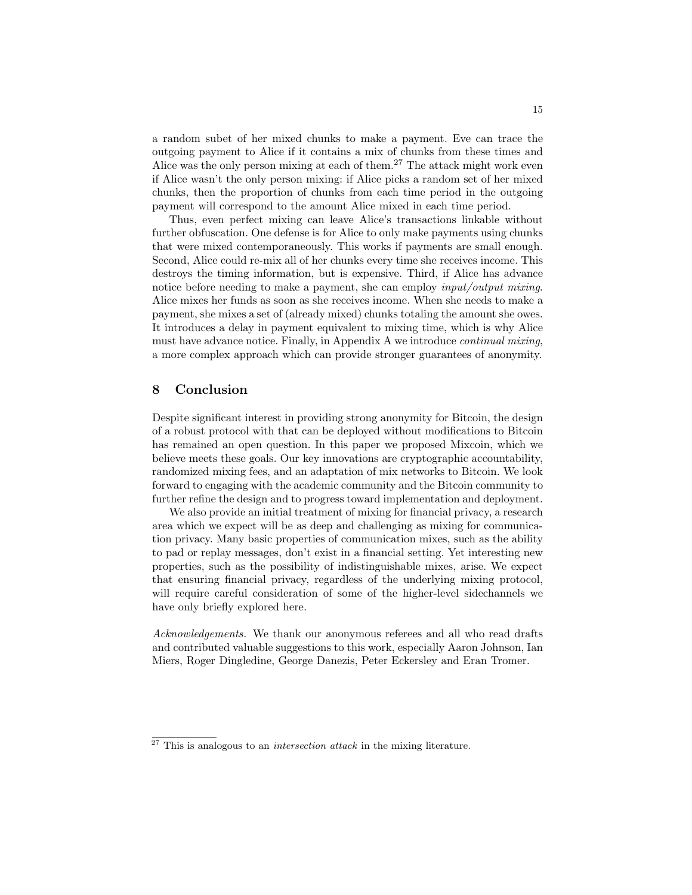a random subet of her mixed chunks to make a payment. Eve can trace the outgoing payment to Alice if it contains a mix of chunks from these times and Alice was the only person mixing at each of them.[27] The attack might work even if Alice wasn't the only person mixing: if Alice picks a random set of her mixed chunks, then the proportion of chunks from each time period in the outgoing payment will correspond to the amount Alice mixed in each time period.

Thus, even perfect mixing can leave Alice's transactions linkable without further obfuscation. One defense is for Alice to only make payments using chunks that were mixed contemporaneously. This works if payments are small enough. Second, Alice could re-mix all of her chunks every time she receives income. This destroys the timing information, but is expensive. Third, if Alice has advance notice before needing to make a payment, she can employ *input/output mixing*. Alice mixes her funds as soon as she receives income. When she needs to make a payment, she mixes a set of (already mixed) chunks totaling the amount she owes. It introduces a delay in payment equivalent to mixing time, which is why Alice must have advance notice. Finally, in Appendix A we introduce *continual mixing*, a more complex approach which can provide stronger guarantees of anonymity.

## 8 Conclusion

Despite significant interest in providing strong anonymity for Bitcoin, the design of a robust protocol with that can be deployed without modifications to Bitcoin has remained an open question. In this paper we proposed Mixcoin, which we believe meets these goals. Our key innovations are cryptographic accountability, randomized mixing fees, and an adaptation of mix networks to Bitcoin. We look forward to engaging with the academic community and the Bitcoin community to further refine the design and to progress toward implementation and deployment.

We also provide an initial treatment of mixing for financial privacy, a research area which we expect will be as deep and challenging as mixing for communication privacy. Many basic properties of communication mixes, such as the ability to pad or replay messages, don't exist in a financial setting. Yet interesting new properties, such as the possibility of indistinguishable mixes, arise. We expect that ensuring financial privacy, regardless of the underlying mixing protocol, will require careful consideration of some of the higher-level sidechannels we have only briefly explored here.

*Acknowledgements.* We thank our anonymous referees and all who read drafts and contributed valuable suggestions to this work, especially Aaron Johnson, Ian Miers, Roger Dingledine, George Danezis, Peter Eckersley and Eran Tromer.

---

[27] This is analogous to an *intersection attack* in the mixing literature.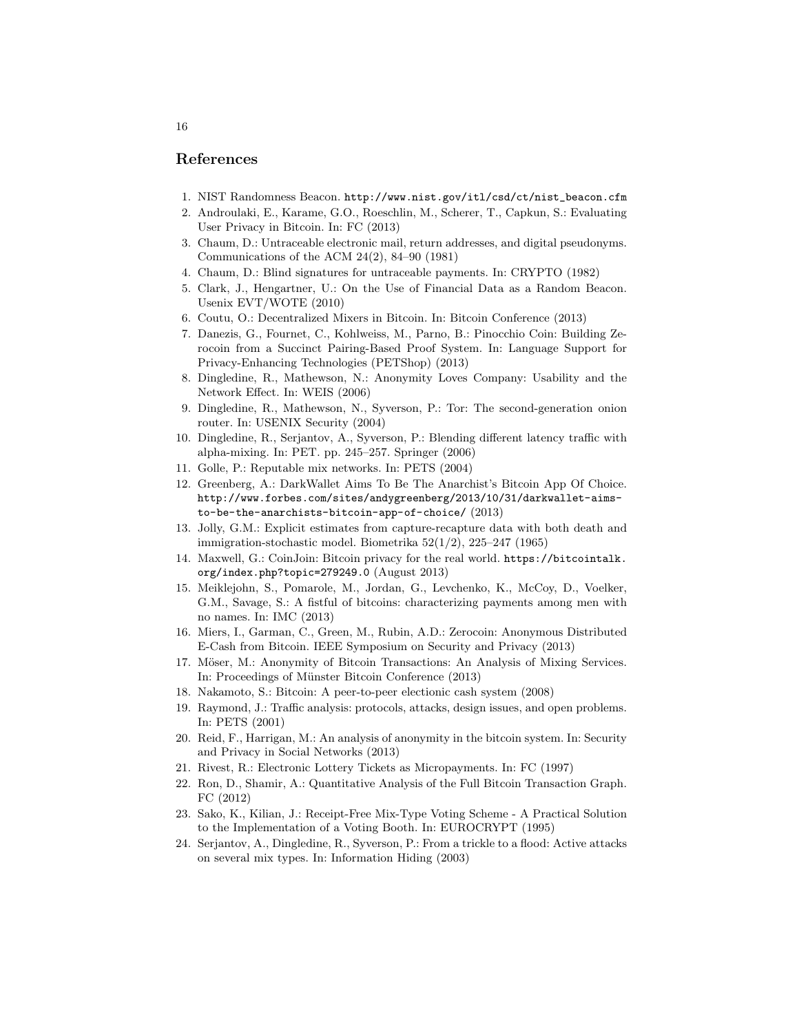## References

1. NIST Randomness Beacon. http://www.nist.gov/itl/csd/ct/nist_beacon.cfm
2. Androulaki, E., Karame, G.O., Roeschlin, M., Scherer, T., Capkun, S.: Evaluating User Privacy in Bitcoin. In: FC (2013)
3. Chaum, D.: Untraceable electronic mail, return addresses, and digital pseudonyms. Communications of the ACM 24(2), 84–90 (1981)
4. Chaum, D.: Blind signatures for untraceable payments. In: CRYPTO (1982)
5. Clark, J., Hengartner, U.: On the Use of Financial Data as a Random Beacon. Usenix EVT/WOTE (2010)
6. Coutu, O.: Decentralized Mixers in Bitcoin. In: Bitcoin Conference (2013)
7. Danezis, G., Fournet, C., Kohlweiss, M., Parno, B.: Pinocchio Coin: Building Zerocoin from a Succinct Pairing-Based Proof System. In: Language Support for Privacy-Enhancing Technologies (PETShop) (2013)
8. Dingledine, R., Mathewson, N.: Anonymity Loves Company: Usability and the Network Effect. In: WEIS (2006)
9. Dingledine, R., Mathewson, N., Syverson, P.: Tor: The second-generation onion router. In: USENIX Security (2004)
10. Dingledine, R., Serjantov, A., Syverson, P.: Blending different latency traffic with alpha-mixing. In: PET. pp. 245–257. Springer (2006)
11. Golle, P.: Reputable mix networks. In: PETS (2004)
12. Greenberg, A.: DarkWallet Aims To Be The Anarchist's Bitcoin App Of Choice. http://www.forbes.com/sites/andygreenberg/2013/10/31/darkwallet-aims-to-be-the-anarchists-bitcoin-app-of-choice/ (2013)
13. Jolly, G.M.: Explicit estimates from capture-recapture data with both death and immigration-stochastic model. Biometrika 52(1/2), 225–247 (1965)
14. Maxwell, G.: CoinJoin: Bitcoin privacy for the real world. https://bitcointalk.org/index.php?topic=279249.0 (August 2013)
15. Meiklejohn, S., Pomarole, M., Jordan, G., Levchenko, K., McCoy, D., Voelker, G.M., Savage, S.: A fistful of bitcoins: characterizing payments among men with no names. In: IMC (2013)
16. Miers, I., Garman, C., Green, M., Rubin, A.D.: Zerocoin: Anonymous Distributed E-Cash from Bitcoin. IEEE Symposium on Security and Privacy (2013)
17. Möser, M.: Anonymity of Bitcoin Transactions: An Analysis of Mixing Services. In: Proceedings of Münster Bitcoin Conference (2013)
18. Nakamoto, S.: Bitcoin: A peer-to-peer electionic cash system (2008)
19. Raymond, J.: Traffic analysis: protocols, attacks, design issues, and open problems. In: PETS (2001)
20. Reid, F., Harrigan, M.: An analysis of anonymity in the bitcoin system. In: Security and Privacy in Social Networks (2013)
21. Rivest, R.: Electronic Lottery Tickets as Micropayments. In: FC (1997)
22. Ron, D., Shamir, A.: Quantitative Analysis of the Full Bitcoin Transaction Graph. FC (2012)
23. Sako, K., Kilian, J.: Receipt-Free Mix-Type Voting Scheme - A Practical Solution to the Implementation of a Voting Booth. In: EUROCRYPT (1995)
24. Serjantov, A., Dingledine, R., Syverson, P.: From a trickle to a flood: Active attacks on several mix types. In: Information Hiding (2003)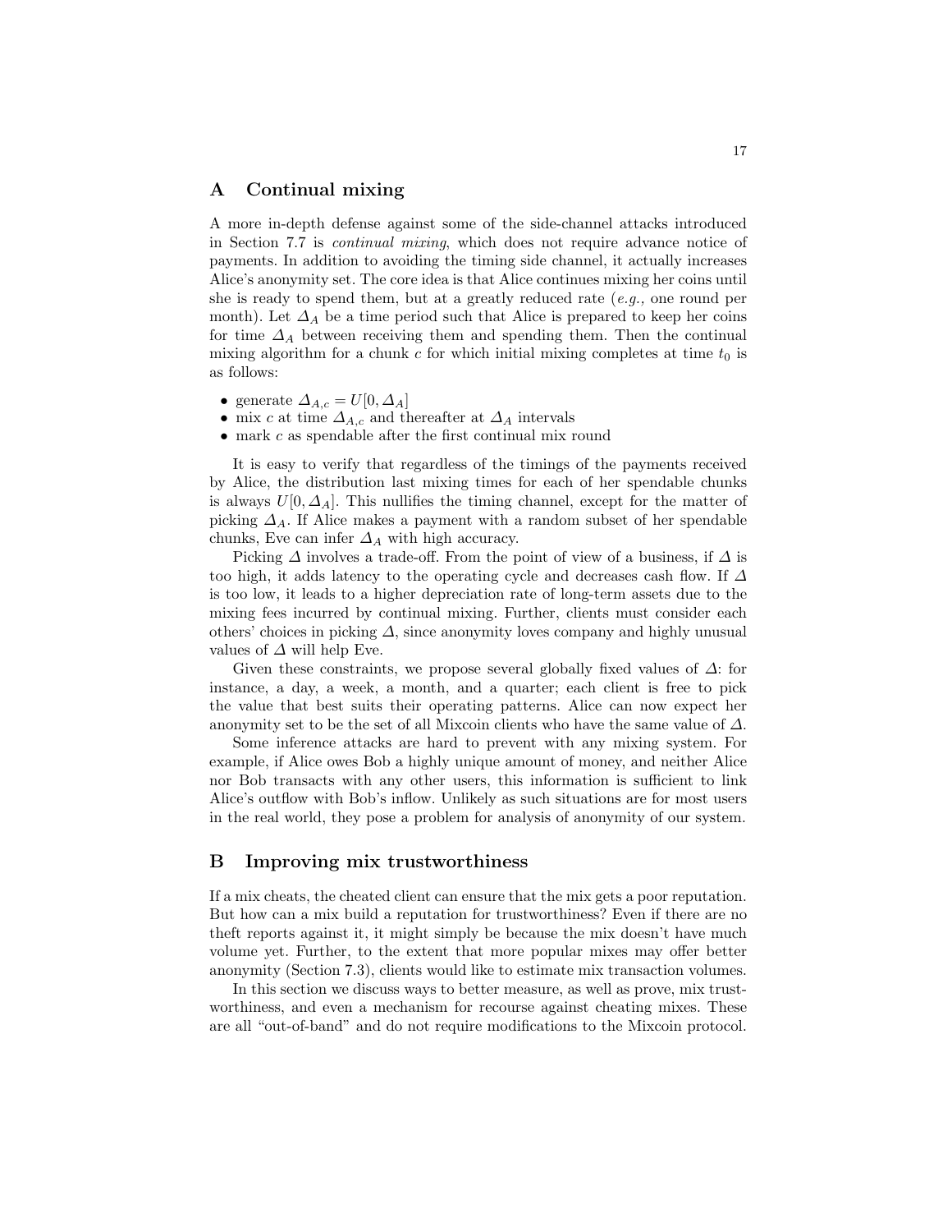## A Continual mixing

A more in-depth defense against some of the side-channel attacks introduced in Section 7.7 is *continual mixing*, which does not require advance notice of payments. In addition to avoiding the timing side channel, it actually increases Alice's anonymity set. The core idea is that Alice continues mixing her coins until she is ready to spend them, but at a greatly reduced rate (*e.g.,* one round per month). Let $\Delta_A$ be a time period such that Alice is prepared to keep her coins for time $\Delta_A$ between receiving them and spending them. Then the continual mixing algorithm for a chunk $c$ for which initial mixing completes at time $t_0$ is as follows:

- generate $\Delta_{A,c} = U[0, \Delta_A]$
- mix $c$ at time $\Delta_{A,c}$ and thereafter at $\Delta_A$ intervals
- mark $c$ as spendable after the first continual mix round

It is easy to verify that regardless of the timings of the payments received by Alice, the distribution last mixing times for each of her spendable chunks is always $U[0, \Delta_A]$. This nullifies the timing channel, except for the matter of picking $\Delta_A$. If Alice makes a payment with a random subset of her spendable chunks, Eve can infer $\Delta_A$ with high accuracy.

Picking $\Delta$ involves a trade-off. From the point of view of a business, if $\Delta$ is too high, it adds latency to the operating cycle and decreases cash flow. If $\Delta$ is too low, it leads to a higher depreciation rate of long-term assets due to the mixing fees incurred by continual mixing. Further, clients must consider each others' choices in picking $\Delta$, since anonymity loves company and highly unusual values of $\Delta$ will help Eve.

Given these constraints, we propose several globally fixed values of $\Delta$: for instance, a day, a week, a month, and a quarter; each client is free to pick the value that best suits their operating patterns. Alice can now expect her anonymity set to be the set of all Mixcoin clients who have the same value of $\Delta$.

Some inference attacks are hard to prevent with any mixing system. For example, if Alice owes Bob a highly unique amount of money, and neither Alice nor Bob transacts with any other users, this information is sufficient to link Alice's outflow with Bob's inflow. Unlikely as such situations are for most users in the real world, they pose a problem for analysis of anonymity of our system.

## B Improving mix trustworthiness

If a mix cheats, the cheated client can ensure that the mix gets a poor reputation. But how can a mix build a reputation for trustworthiness? Even if there are no theft reports against it, it might simply be because the mix doesn't have much volume yet. Further, to the extent that more popular mixes may offer better anonymity (Section 7.3), clients would like to estimate mix transaction volumes.

In this section we discuss ways to better measure, as well as prove, mix trustworthiness, and even a mechanism for recourse against cheating mixes. These are all "out-of-band" and do not require modifications to the Mixcoin protocol.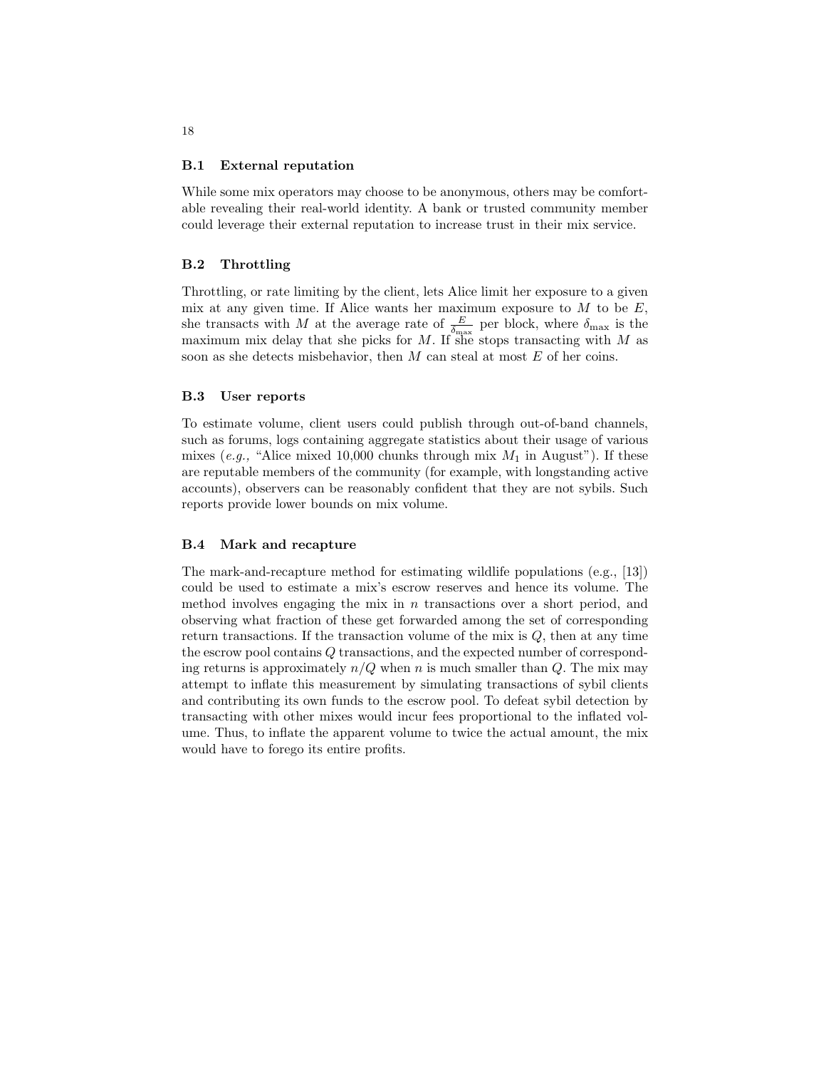### B.1 External reputation

While some mix operators may choose to be anonymous, others may be comfortable revealing their real-world identity. A bank or trusted community member could leverage their external reputation to increase trust in their mix service.

### B.2 Throttling

Throttling, or rate limiting by the client, lets Alice limit her exposure to a given mix at any given time. If Alice wants her maximum exposure to $M$ to be $E$, she transacts with $M$ at the average rate of $\frac{E}{\delta_{\max}}$ per block, where $\delta_{\max}$ is the maximum mix delay that she picks for $M$. If she stops transacting with $M$ as soon as she detects misbehavior, then $M$ can steal at most $E$ of her coins.

### B.3 User reports

To estimate volume, client users could publish through out-of-band channels, such as forums, logs containing aggregate statistics about their usage of various mixes (*e.g.,* "Alice mixed 10,000 chunks through mix $M_1$ in August"). If these are reputable members of the community (for example, with longstanding active accounts), observers can be reasonably confident that they are not sybils. Such reports provide lower bounds on mix volume.

### B.4 Mark and recapture

The mark-and-recapture method for estimating wildlife populations (e.g., [13]) could be used to estimate a mix's escrow reserves and hence its volume. The method involves engaging the mix in $n$ transactions over a short period, and observing what fraction of these get forwarded among the set of corresponding return transactions. If the transaction volume of the mix is $Q$, then at any time the escrow pool contains $Q$ transactions, and the expected number of corresponding returns is approximately $n/Q$ when $n$ is much smaller than $Q$. The mix may attempt to inflate this measurement by simulating transactions of sybil clients and contributing its own funds to the escrow pool. To defeat sybil detection by transacting with other mixes would incur fees proportional to the inflated volume. Thus, to inflate the apparent volume to twice the actual amount, the mix would have to forego its entire profits.